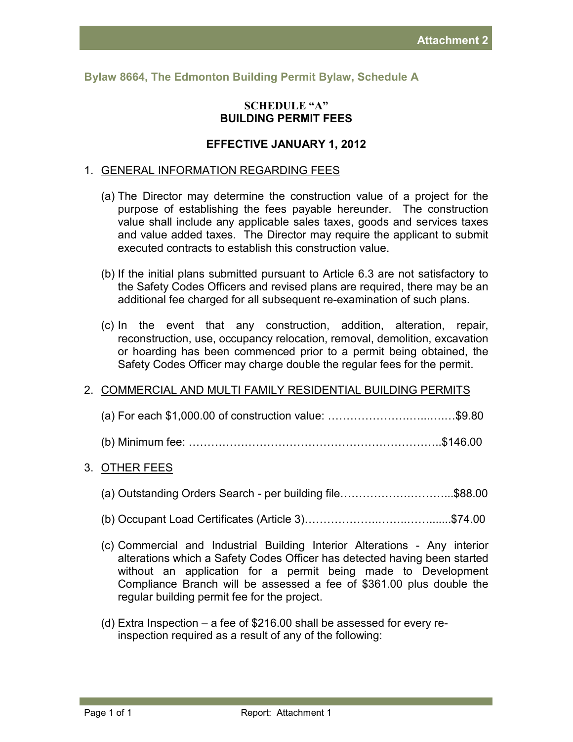**Attachment 2**

## Bylaw 8664, The Edmonton Building Permit Bylaw, Schedule A

### SCHEDULE "A"
### BUILDING PERMIT FEES

### EFFECTIVE JANUARY 1, 2012

1. GENERAL INFORMATION REGARDING FEES

   (a) The Director may determine the construction value of a project for the purpose of establishing the fees payable hereunder. The construction value shall include any applicable sales taxes, goods and services taxes and value added taxes. The Director may require the applicant to submit executed contracts to establish this construction value.

   (b) If the initial plans submitted pursuant to Article 6.3 are not satisfactory to the Safety Codes Officers and revised plans are required, there may be an additional fee charged for all subsequent re-examination of such plans.

   (c) In the event that any construction, addition, alteration, repair, reconstruction, use, occupancy relocation, removal, demolition, excavation or hoarding has been commenced prior to a permit being obtained, the Safety Codes Officer may charge double the regular fees for the permit.

2. COMMERCIAL AND MULTI FAMILY RESIDENTIAL BUILDING PERMITS

   (a) For each $1,000.00 of construction value: ……………………..…..…..…$9.80

   (b) Minimum fee: …………………………………………………………..$146.00

3. OTHER FEES

   (a) Outstanding Orders Search - per building file………………….……...$88.00

   (b) Occupant Load Certificates (Article 3)………………..……..……......$74.00

   (c) Commercial and Industrial Building Interior Alterations - Any interior alterations which a Safety Codes Officer has detected having been started without an application for a permit being made to Development Compliance Branch will be assessed a fee of $361.00 plus double the regular building permit fee for the project.

   (d) Extra Inspection – a fee of $216.00 shall be assessed for every re-inspection required as a result of any of the following: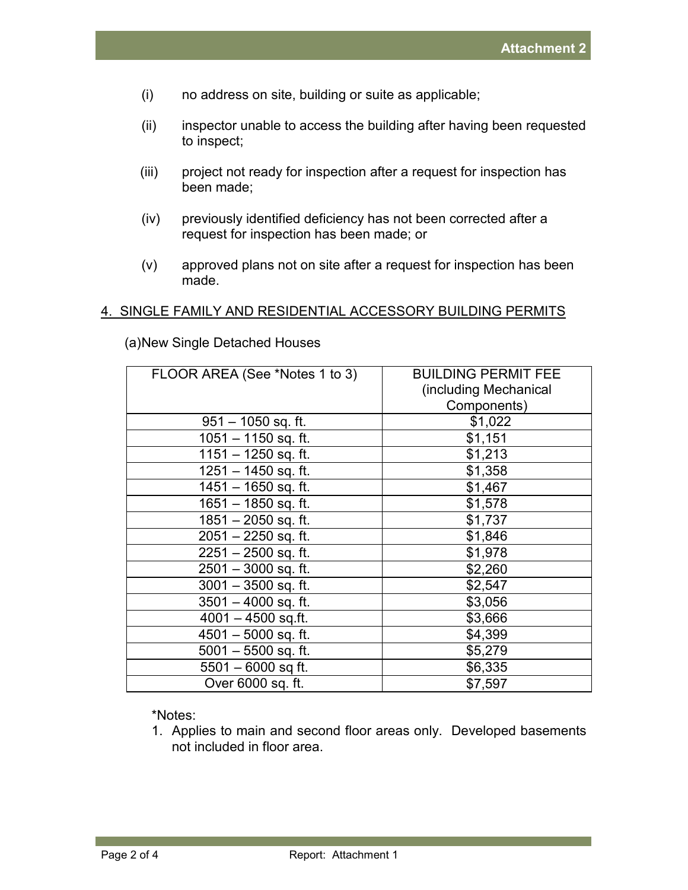(i) no address on site, building or suite as applicable;

(ii) inspector unable to access the building after having been requested to inspect;

(iii) project not ready for inspection after a request for inspection has been made;

(iv) previously identified deficiency has not been corrected after a request for inspection has been made; or

(v) approved plans not on site after a request for inspection has been made.

## 4. SINGLE FAMILY AND RESIDENTIAL ACCESSORY BUILDING PERMITS

(a)New Single Detached Houses

| FLOOR AREA (See *Notes 1 to 3) | BUILDING PERMIT FEE (including Mechanical Components) |
|---|---|
| 951 – 1050 sq. ft. | $1,022 |
| 1051 – 1150 sq. ft. | $1,151 |
| 1151 – 1250 sq. ft. | $1,213 |
| 1251 – 1450 sq. ft. | $1,358 |
| 1451 – 1650 sq. ft. | $1,467 |
| 1651 – 1850 sq. ft. | $1,578 |
| 1851 – 2050 sq. ft. | $1,737 |
| 2051 – 2250 sq. ft. | $1,846 |
| 2251 – 2500 sq. ft. | $1,978 |
| 2501 – 3000 sq. ft. | $2,260 |
| 3001 – 3500 sq. ft. | $2,547 |
| 3501 – 4000 sq. ft. | $3,056 |
| 4001 – 4500 sq.ft. | $3,666 |
| 4501 – 5000 sq. ft. | $4,399 |
| 5001 – 5500 sq. ft. | $5,279 |
| 5501 – 6000 sq ft. | $6,335 |
| Over 6000 sq. ft. | $7,597 |

*Notes:

1. Applies to main and second floor areas only. Developed basements not included in floor area.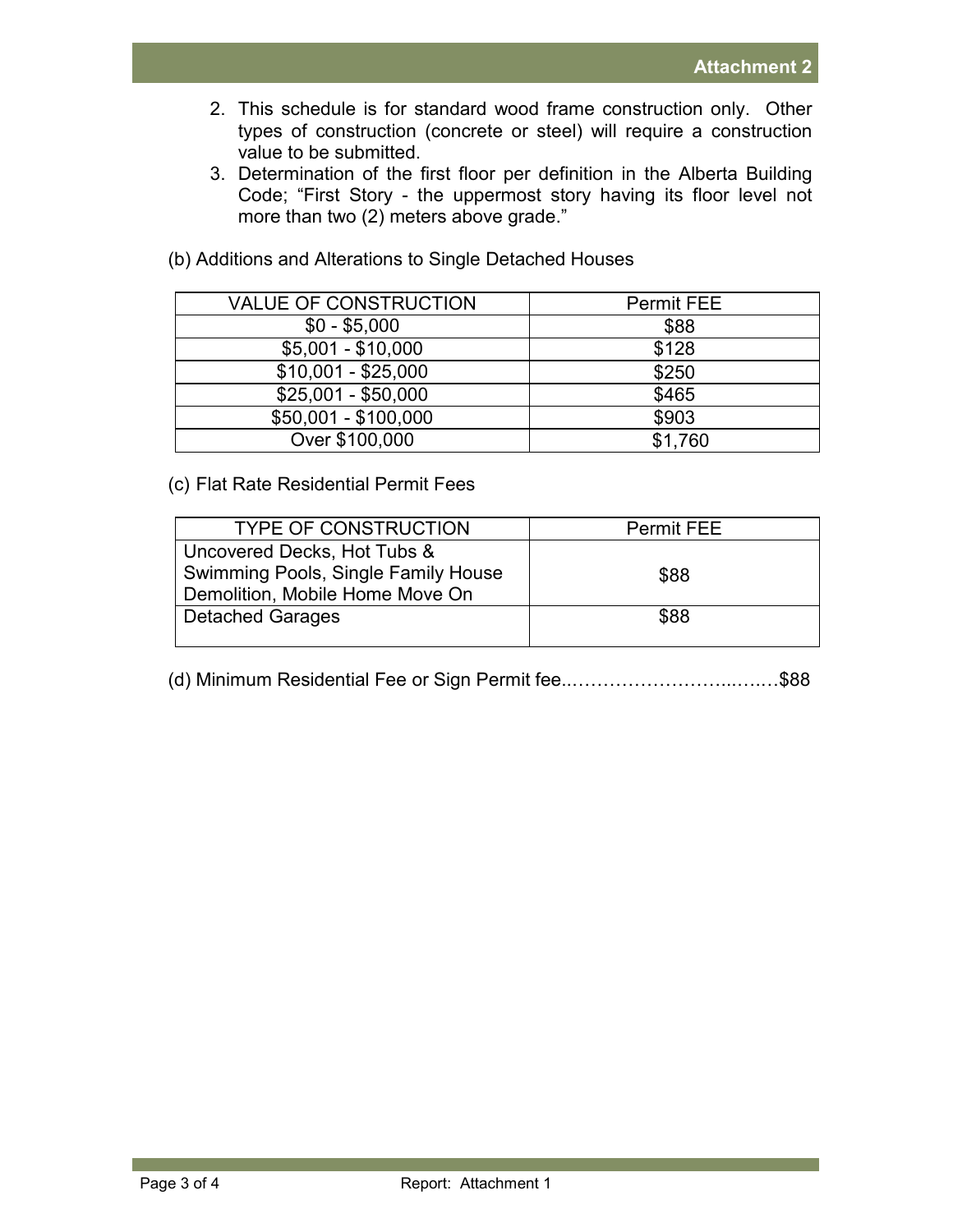2. This schedule is for standard wood frame construction only. Other types of construction (concrete or steel) will require a construction value to be submitted.
3. Determination of the first floor per definition in the Alberta Building Code; "First Story - the uppermost story having its floor level not more than two (2) meters above grade."

(b) Additions and Alterations to Single Detached Houses

| VALUE OF CONSTRUCTION | Permit FEE |
|---|---|
| $0 - $5,000 | $88 |
| $5,001 - $10,000 | $128 |
| $10,001 - $25,000 | $250 |
| $25,001 - $50,000 | $465 |
| $50,001 - $100,000 | $903 |
| Over $100,000 | $1,760 |

(c) Flat Rate Residential Permit Fees

| TYPE OF CONSTRUCTION | Permit FEE |
|---|---|
| Uncovered Decks, Hot Tubs & Swimming Pools, Single Family House Demolition, Mobile Home Move On | $88 |
| Detached Garages | $88 |

(d) Minimum Residential Fee or Sign Permit fee..………………………..…..…$88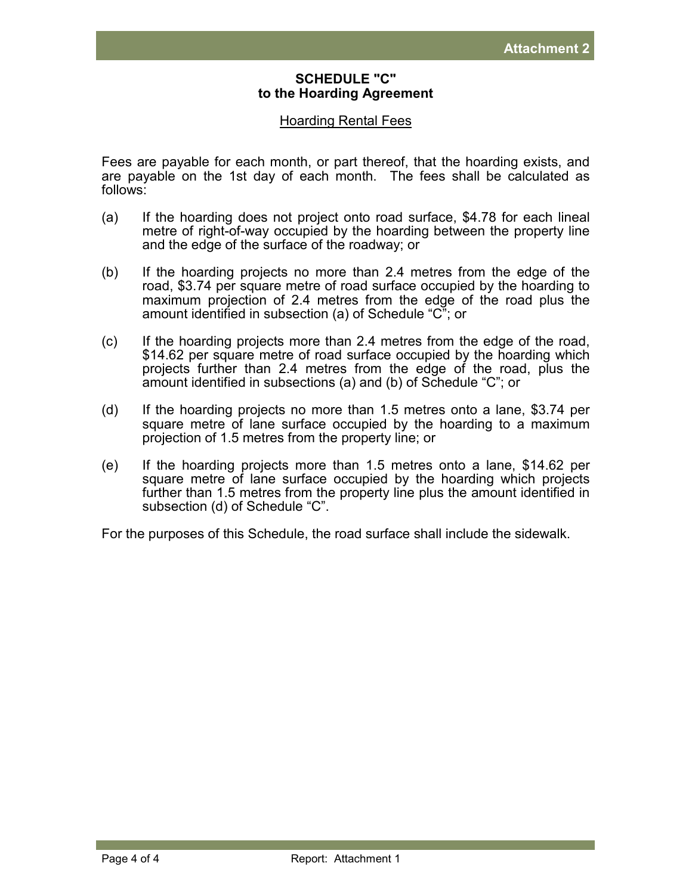**Attachment 2**

## SCHEDULE "C"
## to the Hoarding Agreement

Hoarding Rental Fees

Fees are payable for each month, or part thereof, that the hoarding exists, and are payable on the 1st day of each month. The fees shall be calculated as follows:

(a) If the hoarding does not project onto road surface, $4.78 for each lineal metre of right-of-way occupied by the hoarding between the property line and the edge of the surface of the roadway; or

(b) If the hoarding projects no more than 2.4 metres from the edge of the road, $3.74 per square metre of road surface occupied by the hoarding to maximum projection of 2.4 metres from the edge of the road plus the amount identified in subsection (a) of Schedule "C"; or

(c) If the hoarding projects more than 2.4 metres from the edge of the road, $14.62 per square metre of road surface occupied by the hoarding which projects further than 2.4 metres from the edge of the road, plus the amount identified in subsections (a) and (b) of Schedule "C"; or

(d) If the hoarding projects no more than 1.5 metres onto a lane, $3.74 per square metre of lane surface occupied by the hoarding to a maximum projection of 1.5 metres from the property line; or

(e) If the hoarding projects more than 1.5 metres onto a lane, $14.62 per square metre of lane surface occupied by the hoarding which projects further than 1.5 metres from the property line plus the amount identified in subsection (d) of Schedule "C".

For the purposes of this Schedule, the road surface shall include the sidewalk.